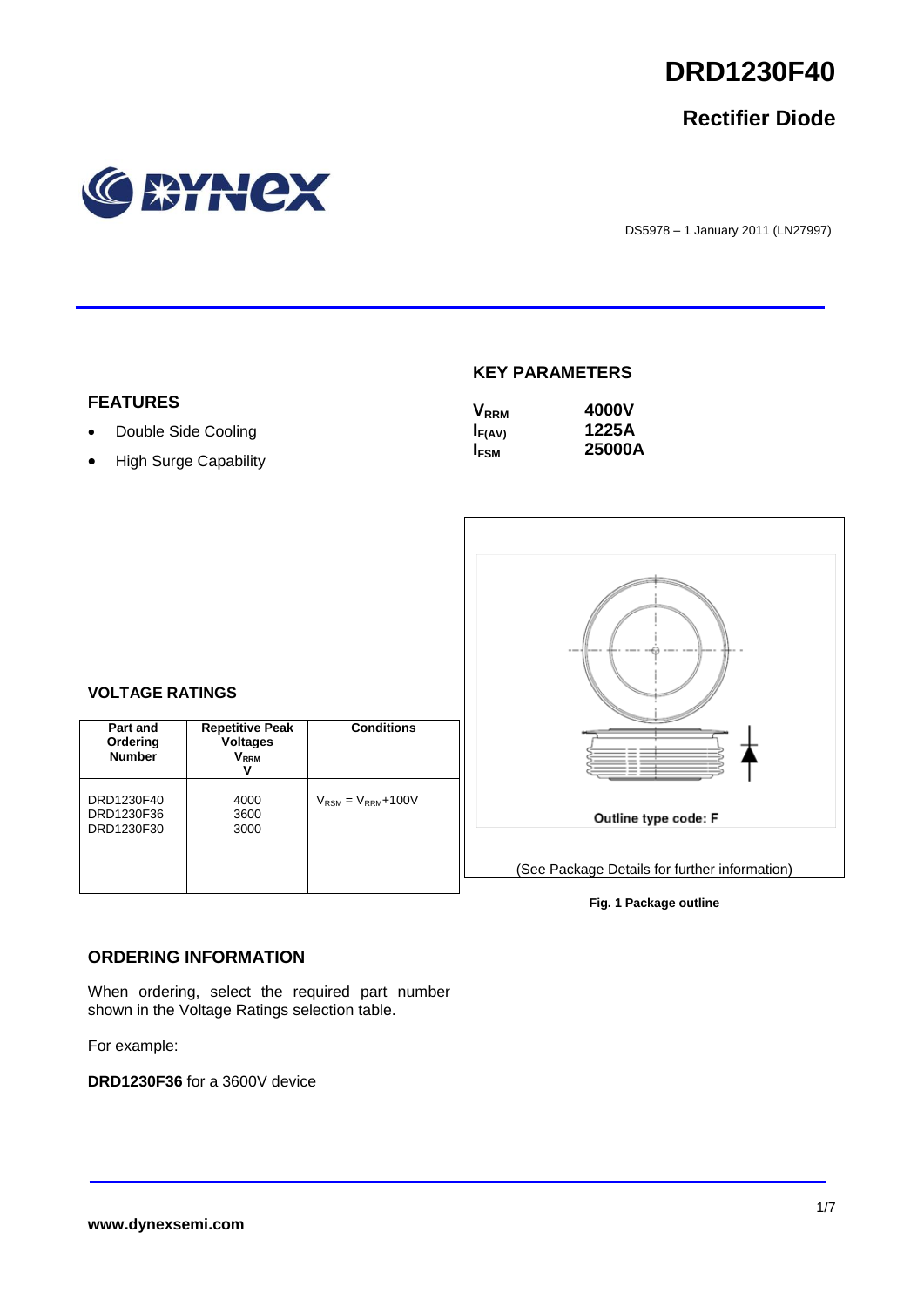# DRD1230F40

## Rectifier Diode

DS5978 – 1 January 2011 (LN27997)

### FEATURES

- Double Side Cooling
- High Surge Capability

### KEY PARAMETERS

| | |
|---|---|
| $V_{RRM}$ | **4000V** |
| $I_{F(AV)}$ | **1225A** |
| $I_{FSM}$ | **25000A** |

### VOLTAGE RATINGS

| Part and Ordering Number | Repetitive Peak Voltages $V_{RRM}$ V | Conditions |
|---|---|---|
| DRD1230F40<br>DRD1230F36<br>DRD1230F30 | 4000<br>3600<br>3000 | $V_{RSM} = V_{RRM}$+100V |

Outline type code: F

(See Package Details for further information)

**Fig. 1 Package outline**

### ORDERING INFORMATION

When ordering, select the required part number shown in the Voltage Ratings selection table.

For example:

**DRD1230F36** for a 3600V device

**www.dynexsemi.com**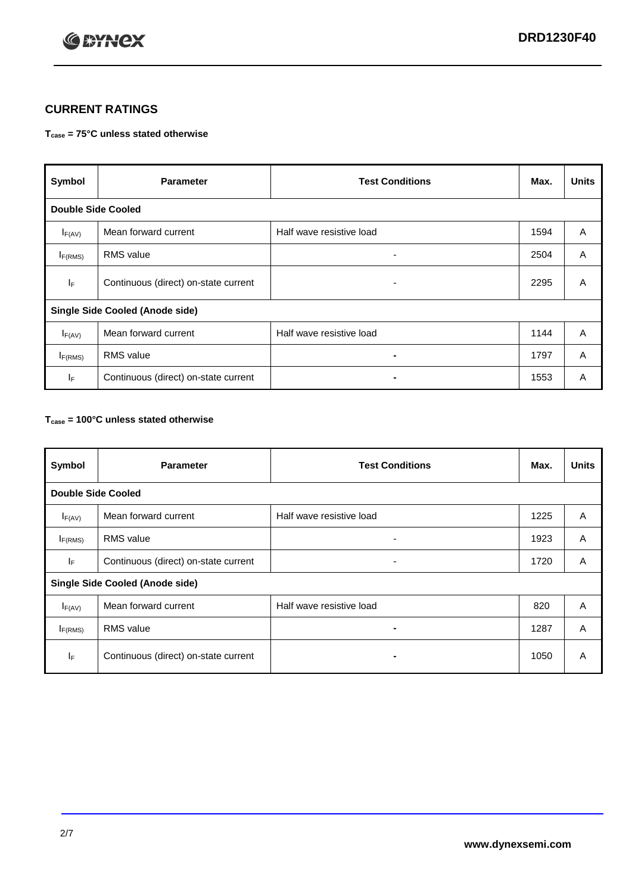## CURRENT RATINGS

**$T_{case}$ = 75°C unless stated otherwise**

| Symbol | Parameter | Test Conditions | Max. | Units |
|---|---|---|---|---|
| **Double Side Cooled** | | | | |
| $I_{F(AV)}$ | Mean forward current | Half wave resistive load | 1594 | A |
| $I_{F(RMS)}$ | RMS value | - | 2504 | A |
| $I_F$ | Continuous (direct) on-state current | - | 2295 | A |
| **Single Side Cooled (Anode side)** | | | | |
| $I_{F(AV)}$ | Mean forward current | Half wave resistive load | 1144 | A |
| $I_{F(RMS)}$ | RMS value | - | 1797 | A |
| $I_F$ | Continuous (direct) on-state current | - | 1553 | A |

**$T_{case}$ = 100°C unless stated otherwise**

| Symbol | Parameter | Test Conditions | Max. | Units |
|---|---|---|---|---|
| **Double Side Cooled** | | | | |
| $I_{F(AV)}$ | Mean forward current | Half wave resistive load | 1225 | A |
| $I_{F(RMS)}$ | RMS value | - | 1923 | A |
| $I_F$ | Continuous (direct) on-state current | - | 1720 | A |
| **Single Side Cooled (Anode side)** | | | | |
| $I_{F(AV)}$ | Mean forward current | Half wave resistive load | 820 | A |
| $I_{F(RMS)}$ | RMS value | - | 1287 | A |
| $I_F$ | Continuous (direct) on-state current | - | 1050 | A |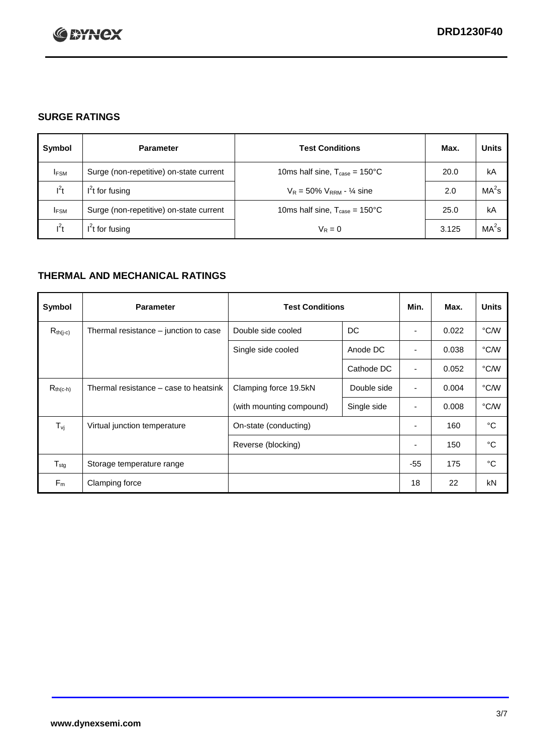## SURGE RATINGS

| Symbol | Parameter | Test Conditions | Max. | Units |
|---|---|---|---|---|
| $I_{FSM}$ | Surge (non-repetitive) on-state current | 10ms half sine, $T_{case}$ = 150°C | 20.0 | kA |
| $I^2t$ | $I^2t$ for fusing | $V_R$ = 50% $V_{RRM}$ - ¼ sine | 2.0 | $MA^2s$ |
| $I_{FSM}$ | Surge (non-repetitive) on-state current | 10ms half sine, $T_{case}$ = 150°C | 25.0 | kA |
| $I^2t$ | $I^2t$ for fusing | $V_R$ = 0 | 3.125 | $MA^2s$ |

## THERMAL AND MECHANICAL RATINGS

| Symbol | Parameter | Test Conditions | | Min. | Max. | Units |
|---|---|---|---|---|---|---|
| $R_{th(j-c)}$ | Thermal resistance – junction to case | Double side cooled | DC | - | 0.022 | °C/W |
| | | Single side cooled | Anode DC | - | 0.038 | °C/W |
| | | | Cathode DC | - | 0.052 | °C/W |
| $R_{th(c-h)}$ | Thermal resistance – case to heatsink | Clamping force 19.5kN | Double side | - | 0.004 | °C/W |
| | | (with mounting compound) | Single side | - | 0.008 | °C/W |
| $T_{vj}$ | Virtual junction temperature | On-state (conducting) | | - | 160 | °C |
| | | Reverse (blocking) | | - | 150 | °C |
| $T_{stg}$ | Storage temperature range | | | -55 | 175 | °C |
| $F_m$ | Clamping force | | | 18 | 22 | kN |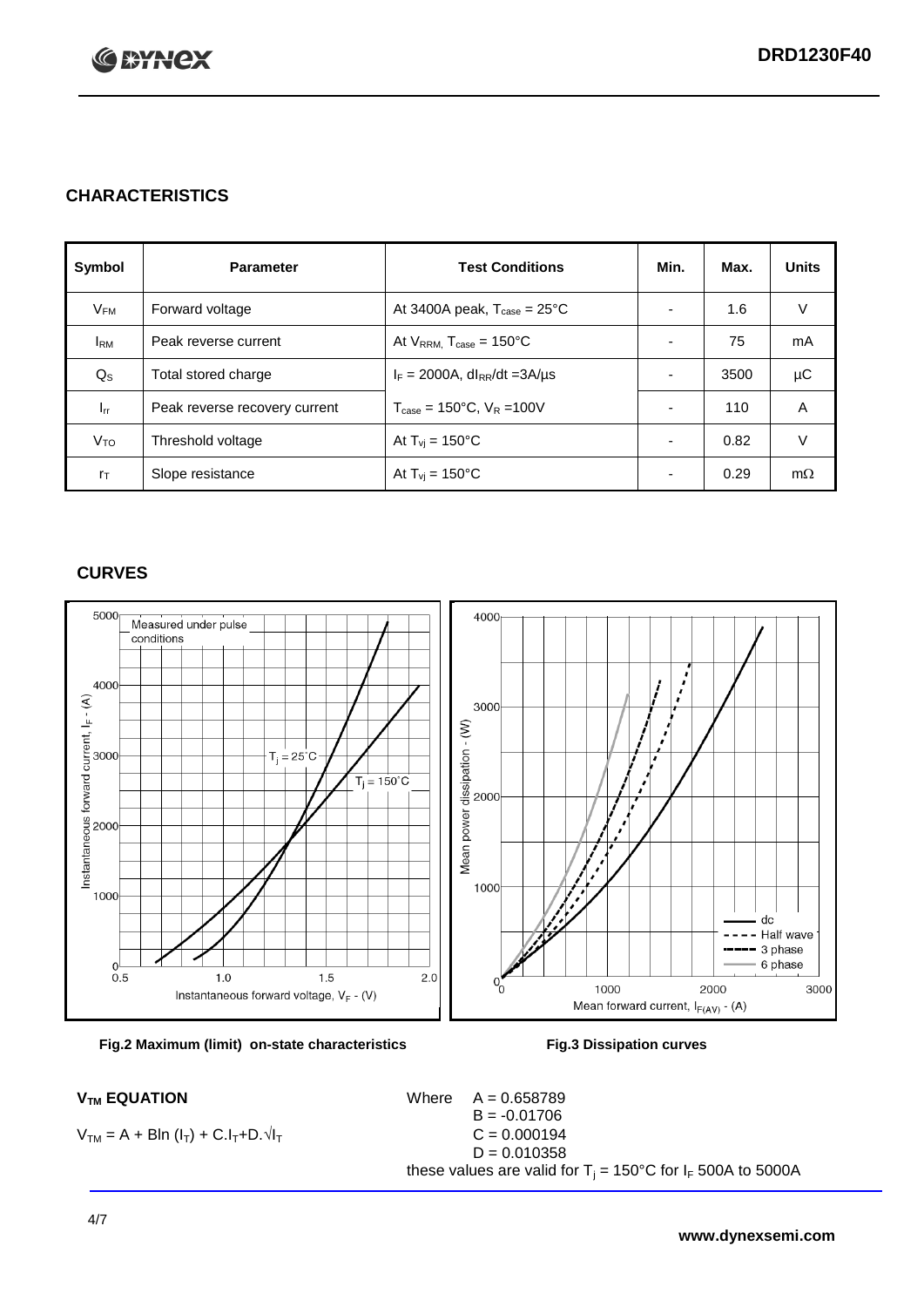## CHARACTERISTICS

| Symbol | Parameter | Test Conditions | Min. | Max. | Units |
|---|---|---|---|---|---|
| $V_{FM}$ | Forward voltage | At 3400A peak, $T_{case}$ = 25°C | - | 1.6 | V |
| $I_{RM}$ | Peak reverse current | At $V_{RRM}$, $T_{case}$ = 150°C | - | 75 | mA |
| $Q_S$ | Total stored charge | $I_F$ = 2000A, $dI_{RR}/dt$ =3A/µs | - | 3500 | µC |
| $I_{rr}$ | Peak reverse recovery current | $T_{case}$ = 150°C, $V_R$ =100V | - | 110 | A |
| $V_{TO}$ | Threshold voltage | At $T_{vj}$ = 150°C | - | 0.82 | V |
| $r_T$ | Slope resistance | At $T_{vj}$ = 150°C | - | 0.29 | mΩ |

## CURVES

Fig.2 Maximum (limit) on-state characteristics

Fig.3 Dissipation curves

### $V_{TM}$ EQUATION

$$V_{TM} = A + B\ln(I_T) + C.I_T + D.\sqrt{I_T}$$

Where
$A = 0.658789$
$B = -0.01706$
$C = 0.000194$
$D = 0.010358$

these values are valid for $T_j$ = 150°C for $I_F$ 500A to 5000A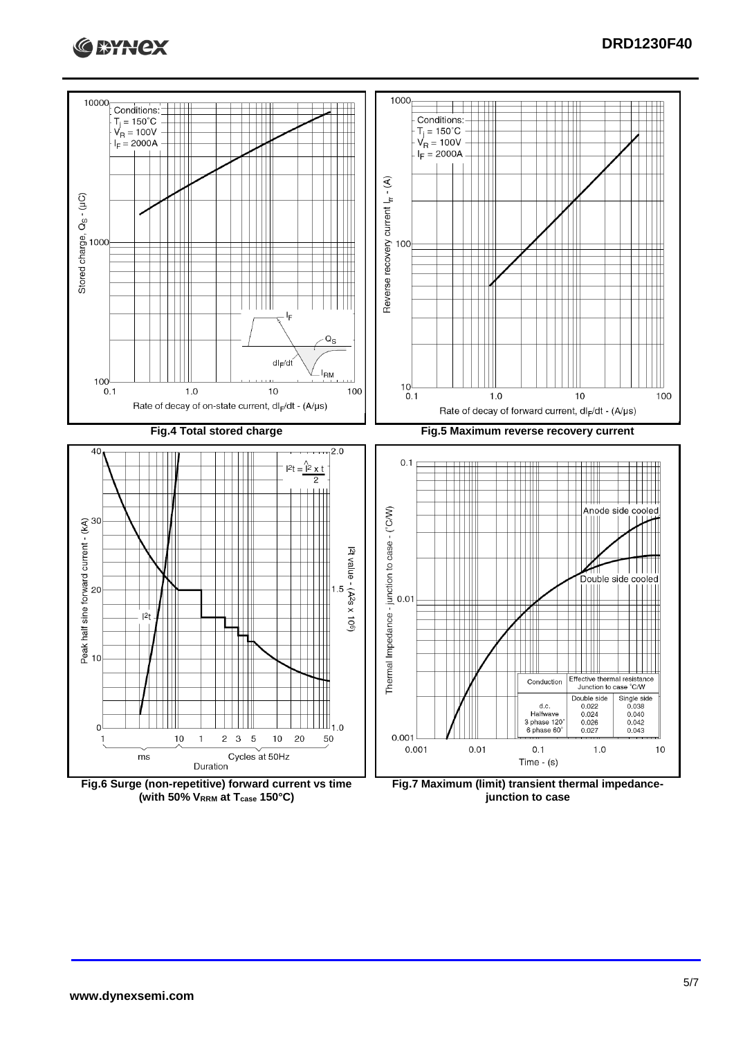**Fig.4 Total stored charge**

**Fig.5 Maximum reverse recovery current**

**Fig.6 Surge (non-repetitive) forward current vs time (with 50% $V_{RRM}$ at $T_{case}$ 150°C)**

**Fig.7 Maximum (limit) transient thermal impedance- junction to case**

| Conduction | Effective thermal resistance Junction to case °C/W | |
|---|---|---|
| | Double side | Single side |
| d.c. | 0.022 | 0.038 |
| Halfwave | 0.024 | 0.040 |
| 3 phase 120° | 0.026 | 0.042 |
| 6 phase 60° | 0.027 | 0.043 |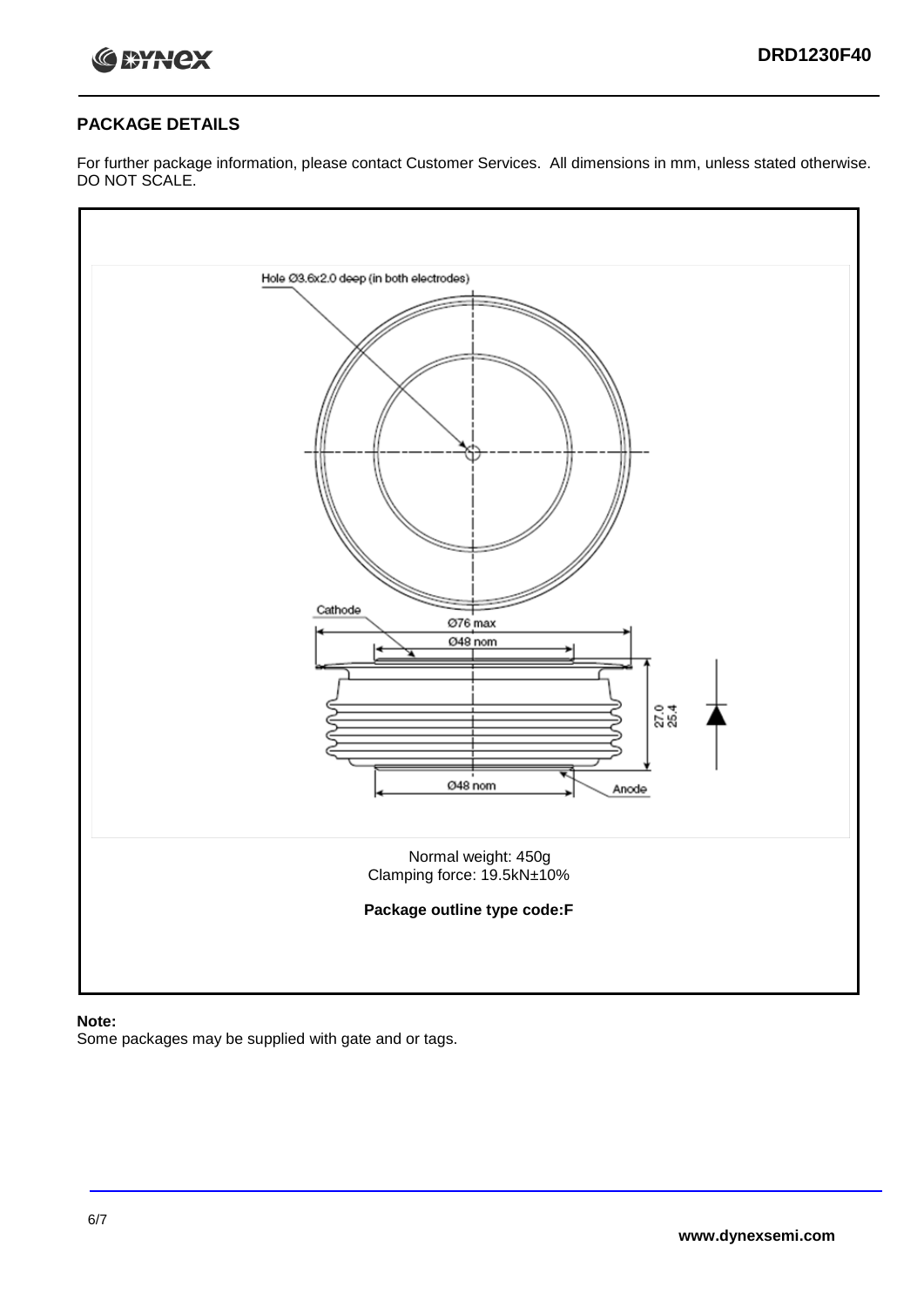## PACKAGE DETAILS

For further package information, please contact Customer Services. All dimensions in mm, unless stated otherwise. DO NOT SCALE.

Hole Ø3.6x2.0 deep (in both electrodes)

Cathode

Ø76 max

Ø48 nom

27.0
25.4

Ø48 nom

Anode

Normal weight: 450g
Clamping force: 19.5kN±10%

**Package outline type code:F**

**Note:**
Some packages may be supplied with gate and or tags.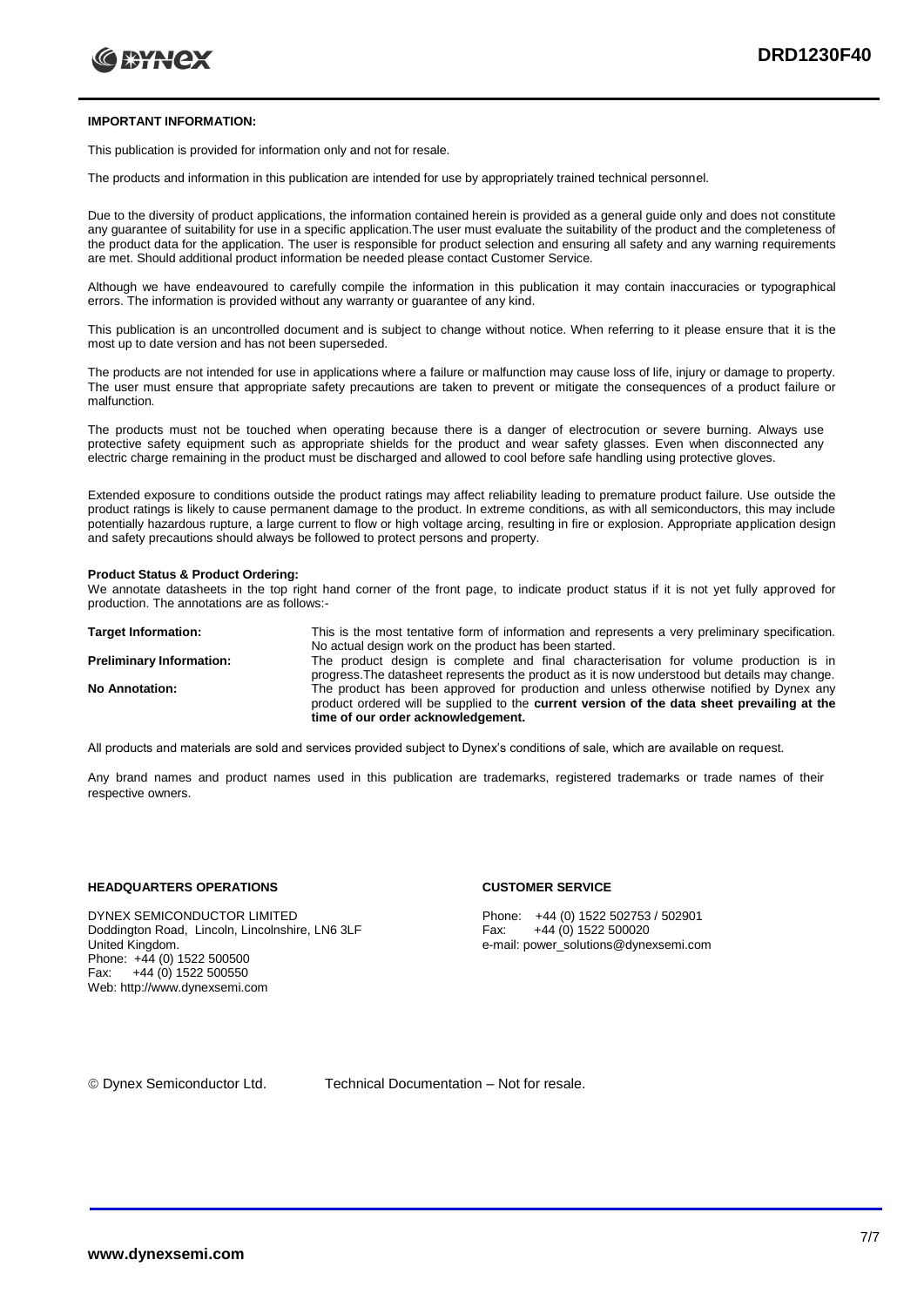**IMPORTANT INFORMATION:**

This publication is provided for information only and not for resale.

The products and information in this publication are intended for use by appropriately trained technical personnel.

Due to the diversity of product applications, the information contained herein is provided as a general guide only and does not constitute any guarantee of suitability for use in a specific application.The user must evaluate the suitability of the product and the completeness of the product data for the application. The user is responsible for product selection and ensuring all safety and any warning requirements are met. Should additional product information be needed please contact Customer Service.

Although we have endeavoured to carefully compile the information in this publication it may contain inaccuracies or typographical errors. The information is provided without any warranty or guarantee of any kind.

This publication is an uncontrolled document and is subject to change without notice. When referring to it please ensure that it is the most up to date version and has not been superseded.

The products are not intended for use in applications where a failure or malfunction may cause loss of life, injury or damage to property. The user must ensure that appropriate safety precautions are taken to prevent or mitigate the consequences of a product failure or malfunction.

The products must not be touched when operating because there is a danger of electrocution or severe burning. Always use protective safety equipment such as appropriate shields for the product and wear safety glasses. Even when disconnected any electric charge remaining in the product must be discharged and allowed to cool before safe handling using protective gloves.

Extended exposure to conditions outside the product ratings may affect reliability leading to premature product failure. Use outside the product ratings is likely to cause permanent damage to the product. In extreme conditions, as with all semiconductors, this may include potentially hazardous rupture, a large current to flow or high voltage arcing, resulting in fire or explosion. Appropriate application design and safety precautions should always be followed to protect persons and property.

**Product Status & Product Ordering:**

We annotate datasheets in the top right hand corner of the front page, to indicate product status if it is not yet fully approved for production. The annotations are as follows:-

| | |
|---|---|
| **Target Information:** | This is the most tentative form of information and represents a very preliminary specification. No actual design work on the product has been started. |
| **Preliminary Information:** | The product design is complete and final characterisation for volume production is in progress.The datasheet represents the product as it is now understood but details may change. |
| **No Annotation:** | The product has been approved for production and unless otherwise notified by Dynex any product ordered will be supplied to the **current version of the data sheet prevailing at the time of our order acknowledgement.** |

All products and materials are sold and services provided subject to Dynex's conditions of sale, which are available on request.

Any brand names and product names used in this publication are trademarks, registered trademarks or trade names of their respective owners.

**HEADQUARTERS OPERATIONS**

DYNEX SEMICONDUCTOR LIMITED
Doddington Road, Lincoln, Lincolnshire, LN6 3LF
United Kingdom.
Phone: +44 (0) 1522 500500
Fax: +44 (0) 1522 500550
Web: http://www.dynexsemi.com

**CUSTOMER SERVICE**

Phone: +44 (0) 1522 502753 / 502901
Fax: +44 (0) 1522 500020
e-mail: power_solutions@dynexsemi.com

© Dynex Semiconductor Ltd. Technical Documentation – Not for resale.